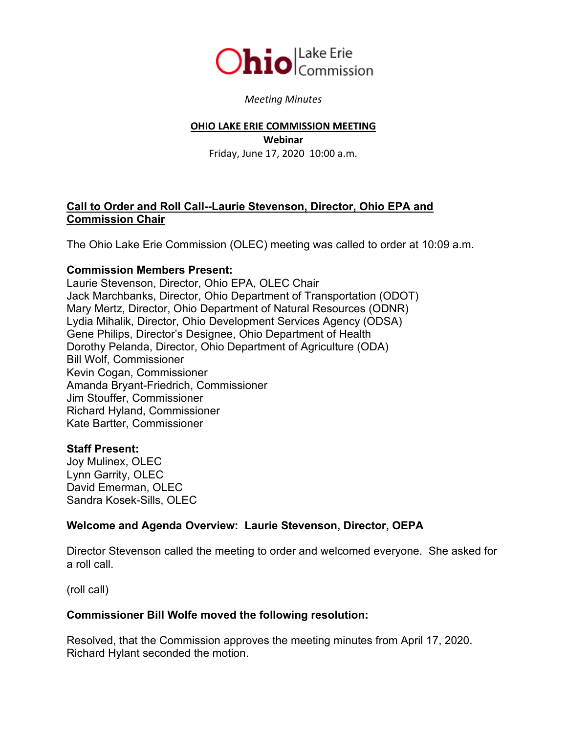Ohio | Lake Erie Commission

*Meeting Minutes*

**OHIO LAKE ERIE COMMISSION MEETING**
**Webinar**
Friday, June 17, 2020 10:00 a.m.

## Call to Order and Roll Call--Laurie Stevenson, Director, Ohio EPA and Commission Chair

The Ohio Lake Erie Commission (OLEC) meeting was called to order at 10:09 a.m.

**Commission Members Present:**
Laurie Stevenson, Director, Ohio EPA, OLEC Chair
Jack Marchbanks, Director, Ohio Department of Transportation (ODOT)
Mary Mertz, Director, Ohio Department of Natural Resources (ODNR)
Lydia Mihalik, Director, Ohio Development Services Agency (ODSA)
Gene Philips, Director's Designee, Ohio Department of Health
Dorothy Pelanda, Director, Ohio Department of Agriculture (ODA)
Bill Wolf, Commissioner
Kevin Cogan, Commissioner
Amanda Bryant-Friedrich, Commissioner
Jim Stouffer, Commissioner
Richard Hyland, Commissioner
Kate Bartter, Commissioner

**Staff Present:**
Joy Mulinex, OLEC
Lynn Garrity, OLEC
David Emerman, OLEC
Sandra Kosek-Sills, OLEC

**Welcome and Agenda Overview: Laurie Stevenson, Director, OEPA**

Director Stevenson called the meeting to order and welcomed everyone. She asked for a roll call.

(roll call)

**Commissioner Bill Wolfe moved the following resolution:**

Resolved, that the Commission approves the meeting minutes from April 17, 2020. Richard Hylant seconded the motion.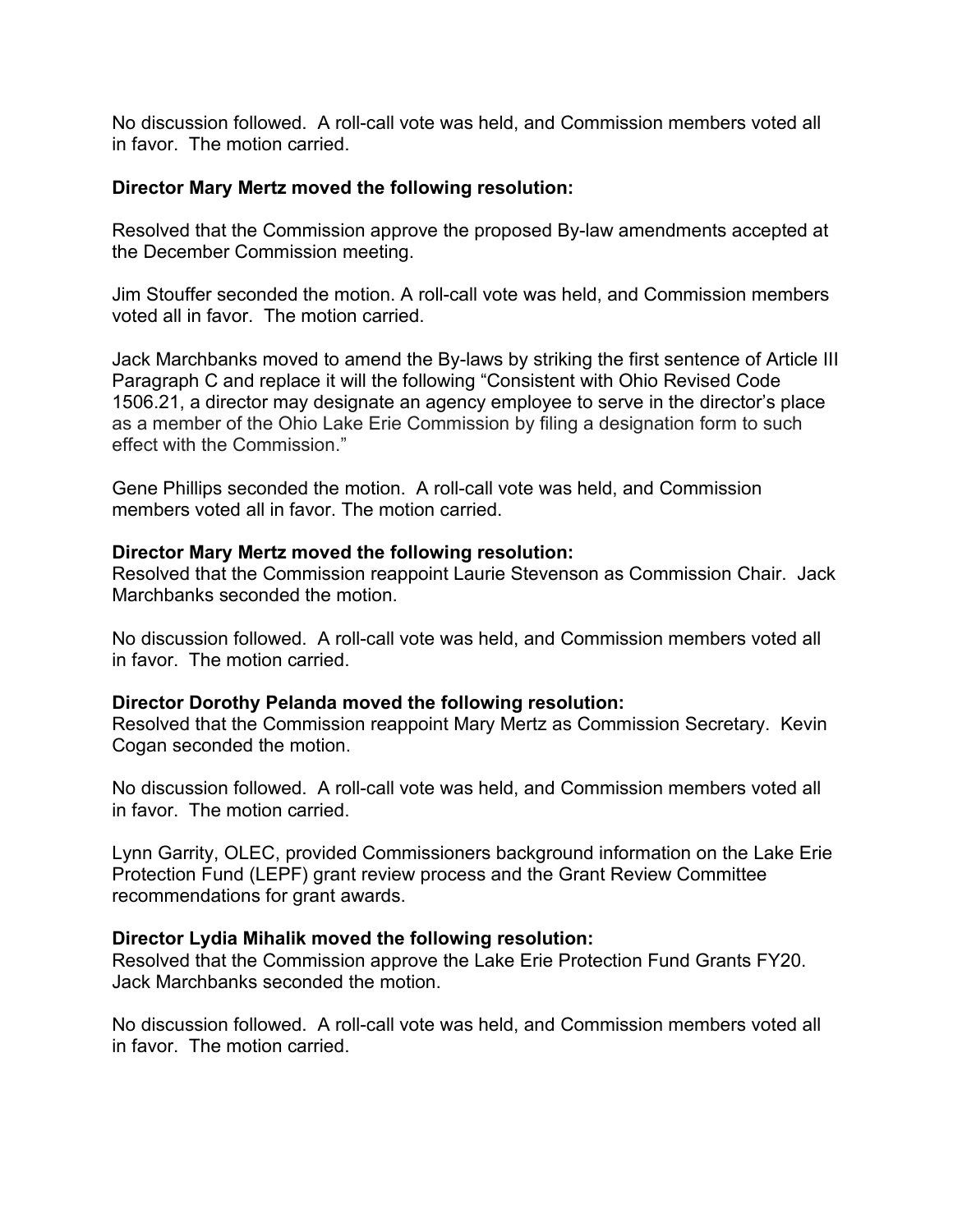No discussion followed. A roll-call vote was held, and Commission members voted all in favor. The motion carried.

**Director Mary Mertz moved the following resolution:**

Resolved that the Commission approve the proposed By-law amendments accepted at the December Commission meeting.

Jim Stouffer seconded the motion. A roll-call vote was held, and Commission members voted all in favor. The motion carried.

Jack Marchbanks moved to amend the By-laws by striking the first sentence of Article III Paragraph C and replace it will the following "Consistent with Ohio Revised Code 1506.21, a director may designate an agency employee to serve in the director's place as a member of the Ohio Lake Erie Commission by filing a designation form to such effect with the Commission."

Gene Phillips seconded the motion. A roll-call vote was held, and Commission members voted all in favor. The motion carried.

**Director Mary Mertz moved the following resolution:**
Resolved that the Commission reappoint Laurie Stevenson as Commission Chair. Jack Marchbanks seconded the motion.

No discussion followed. A roll-call vote was held, and Commission members voted all in favor. The motion carried.

**Director Dorothy Pelanda moved the following resolution:**
Resolved that the Commission reappoint Mary Mertz as Commission Secretary. Kevin Cogan seconded the motion.

No discussion followed. A roll-call vote was held, and Commission members voted all in favor. The motion carried.

Lynn Garrity, OLEC, provided Commissioners background information on the Lake Erie Protection Fund (LEPF) grant review process and the Grant Review Committee recommendations for grant awards.

**Director Lydia Mihalik moved the following resolution:**
Resolved that the Commission approve the Lake Erie Protection Fund Grants FY20. Jack Marchbanks seconded the motion.

No discussion followed. A roll-call vote was held, and Commission members voted all in favor. The motion carried.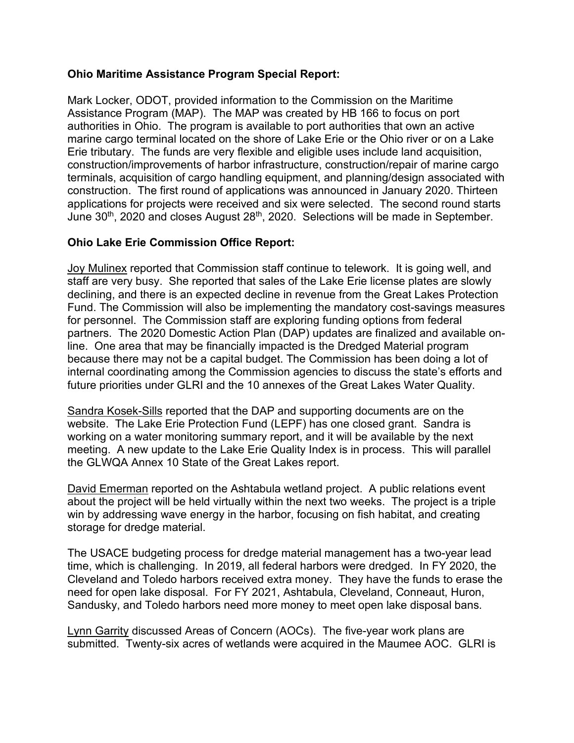**Ohio Maritime Assistance Program Special Report:**

Mark Locker, ODOT, provided information to the Commission on the Maritime Assistance Program (MAP). The MAP was created by HB 166 to focus on port authorities in Ohio. The program is available to port authorities that own an active marine cargo terminal located on the shore of Lake Erie or the Ohio river or on a Lake Erie tributary. The funds are very flexible and eligible uses include land acquisition, construction/improvements of harbor infrastructure, construction/repair of marine cargo terminals, acquisition of cargo handling equipment, and planning/design associated with construction. The first round of applications was announced in January 2020. Thirteen applications for projects were received and six were selected. The second round starts June 30th, 2020 and closes August 28th, 2020. Selections will be made in September.

**Ohio Lake Erie Commission Office Report:**

Joy Mulinex reported that Commission staff continue to telework. It is going well, and staff are very busy. She reported that sales of the Lake Erie license plates are slowly declining, and there is an expected decline in revenue from the Great Lakes Protection Fund. The Commission will also be implementing the mandatory cost-savings measures for personnel. The Commission staff are exploring funding options from federal partners. The 2020 Domestic Action Plan (DAP) updates are finalized and available on-line. One area that may be financially impacted is the Dredged Material program because there may not be a capital budget. The Commission has been doing a lot of internal coordinating among the Commission agencies to discuss the state's efforts and future priorities under GLRI and the 10 annexes of the Great Lakes Water Quality.

Sandra Kosek-Sills reported that the DAP and supporting documents are on the website. The Lake Erie Protection Fund (LEPF) has one closed grant. Sandra is working on a water monitoring summary report, and it will be available by the next meeting. A new update to the Lake Erie Quality Index is in process. This will parallel the GLWQA Annex 10 State of the Great Lakes report.

David Emerman reported on the Ashtabula wetland project. A public relations event about the project will be held virtually within the next two weeks. The project is a triple win by addressing wave energy in the harbor, focusing on fish habitat, and creating storage for dredge material.

The USACE budgeting process for dredge material management has a two-year lead time, which is challenging. In 2019, all federal harbors were dredged. In FY 2020, the Cleveland and Toledo harbors received extra money. They have the funds to erase the need for open lake disposal. For FY 2021, Ashtabula, Cleveland, Conneaut, Huron, Sandusky, and Toledo harbors need more money to meet open lake disposal bans.

Lynn Garrity discussed Areas of Concern (AOCs). The five-year work plans are submitted. Twenty-six acres of wetlands were acquired in the Maumee AOC. GLRI is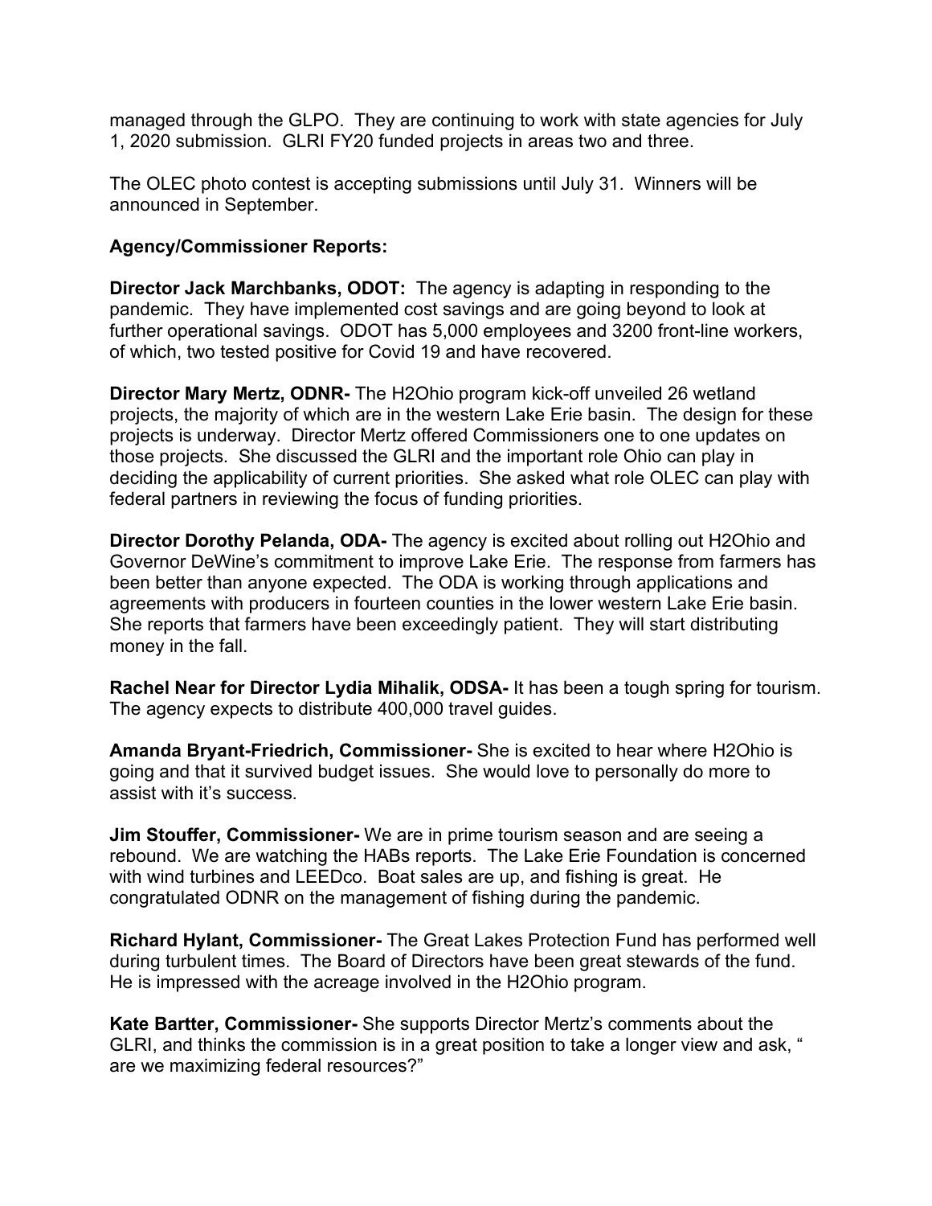managed through the GLPO. They are continuing to work with state agencies for July 1, 2020 submission. GLRI FY20 funded projects in areas two and three.

The OLEC photo contest is accepting submissions until July 31. Winners will be announced in September.

**Agency/Commissioner Reports:**

**Director Jack Marchbanks, ODOT:** The agency is adapting in responding to the pandemic. They have implemented cost savings and are going beyond to look at further operational savings. ODOT has 5,000 employees and 3200 front-line workers, of which, two tested positive for Covid 19 and have recovered.

**Director Mary Mertz, ODNR-** The H2Ohio program kick-off unveiled 26 wetland projects, the majority of which are in the western Lake Erie basin. The design for these projects is underway. Director Mertz offered Commissioners one to one updates on those projects. She discussed the GLRI and the important role Ohio can play in deciding the applicability of current priorities. She asked what role OLEC can play with federal partners in reviewing the focus of funding priorities.

**Director Dorothy Pelanda, ODA-** The agency is excited about rolling out H2Ohio and Governor DeWine's commitment to improve Lake Erie. The response from farmers has been better than anyone expected. The ODA is working through applications and agreements with producers in fourteen counties in the lower western Lake Erie basin. She reports that farmers have been exceedingly patient. They will start distributing money in the fall.

**Rachel Near for Director Lydia Mihalik, ODSA-** It has been a tough spring for tourism. The agency expects to distribute 400,000 travel guides.

**Amanda Bryant-Friedrich, Commissioner-** She is excited to hear where H2Ohio is going and that it survived budget issues. She would love to personally do more to assist with it's success.

**Jim Stouffer, Commissioner-** We are in prime tourism season and are seeing a rebound. We are watching the HABs reports. The Lake Erie Foundation is concerned with wind turbines and LEEDco. Boat sales are up, and fishing is great. He congratulated ODNR on the management of fishing during the pandemic.

**Richard Hylant, Commissioner-** The Great Lakes Protection Fund has performed well during turbulent times. The Board of Directors have been great stewards of the fund. He is impressed with the acreage involved in the H2Ohio program.

**Kate Bartter, Commissioner-** She supports Director Mertz's comments about the GLRI, and thinks the commission is in a great position to take a longer view and ask, " are we maximizing federal resources?"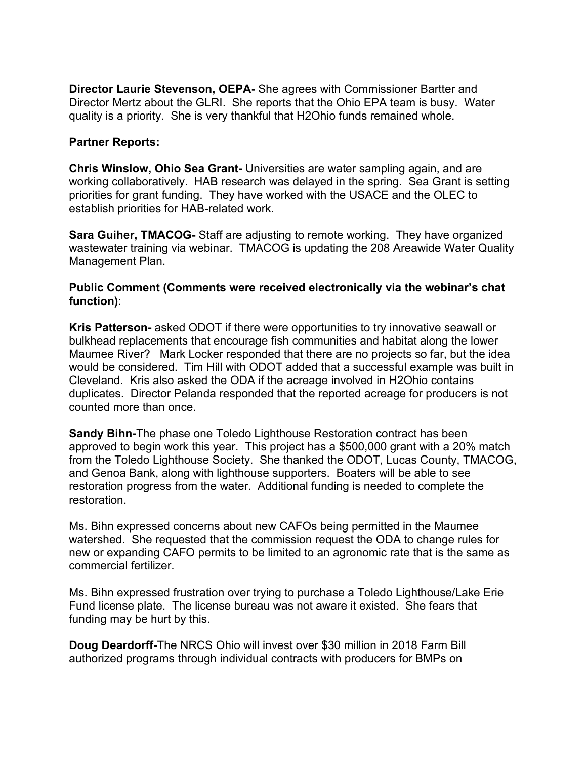**Director Laurie Stevenson, OEPA-** She agrees with Commissioner Bartter and Director Mertz about the GLRI. She reports that the Ohio EPA team is busy. Water quality is a priority. She is very thankful that H2Ohio funds remained whole.

**Partner Reports:**

**Chris Winslow, Ohio Sea Grant-** Universities are water sampling again, and are working collaboratively. HAB research was delayed in the spring. Sea Grant is setting priorities for grant funding. They have worked with the USACE and the OLEC to establish priorities for HAB-related work.

**Sara Guiher, TMACOG-** Staff are adjusting to remote working. They have organized wastewater training via webinar. TMACOG is updating the 208 Areawide Water Quality Management Plan.

**Public Comment (Comments were received electronically via the webinar's chat function)**:

**Kris Patterson-** asked ODOT if there were opportunities to try innovative seawall or bulkhead replacements that encourage fish communities and habitat along the lower Maumee River? Mark Locker responded that there are no projects so far, but the idea would be considered. Tim Hill with ODOT added that a successful example was built in Cleveland. Kris also asked the ODA if the acreage involved in H2Ohio contains duplicates. Director Pelanda responded that the reported acreage for producers is not counted more than once.

**Sandy Bihn-**The phase one Toledo Lighthouse Restoration contract has been approved to begin work this year. This project has a $500,000 grant with a 20% match from the Toledo Lighthouse Society. She thanked the ODOT, Lucas County, TMACOG, and Genoa Bank, along with lighthouse supporters. Boaters will be able to see restoration progress from the water. Additional funding is needed to complete the restoration.

Ms. Bihn expressed concerns about new CAFOs being permitted in the Maumee watershed. She requested that the commission request the ODA to change rules for new or expanding CAFO permits to be limited to an agronomic rate that is the same as commercial fertilizer.

Ms. Bihn expressed frustration over trying to purchase a Toledo Lighthouse/Lake Erie Fund license plate. The license bureau was not aware it existed. She fears that funding may be hurt by this.

**Doug Deardorff-**The NRCS Ohio will invest over $30 million in 2018 Farm Bill authorized programs through individual contracts with producers for BMPs on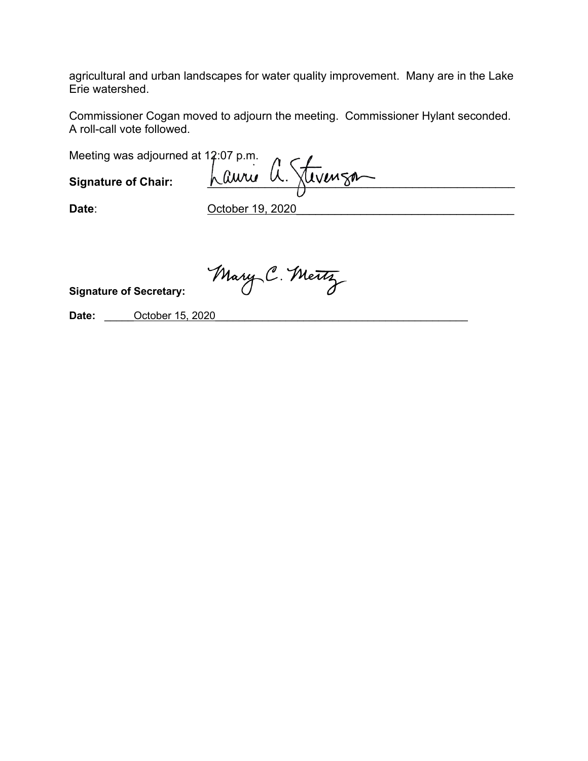agricultural and urban landscapes for water quality improvement. Many are in the Lake Erie watershed.

Commissioner Cogan moved to adjourn the meeting. Commissioner Hylant seconded. A roll-call vote followed.

Meeting was adjourned at 12:07 p.m.

**Signature of Chair:** Laurie A. Stevenson

**Date**: October 19, 2020

**Signature of Secretary:** Mary C. Mertz

**Date:** October 15, 2020